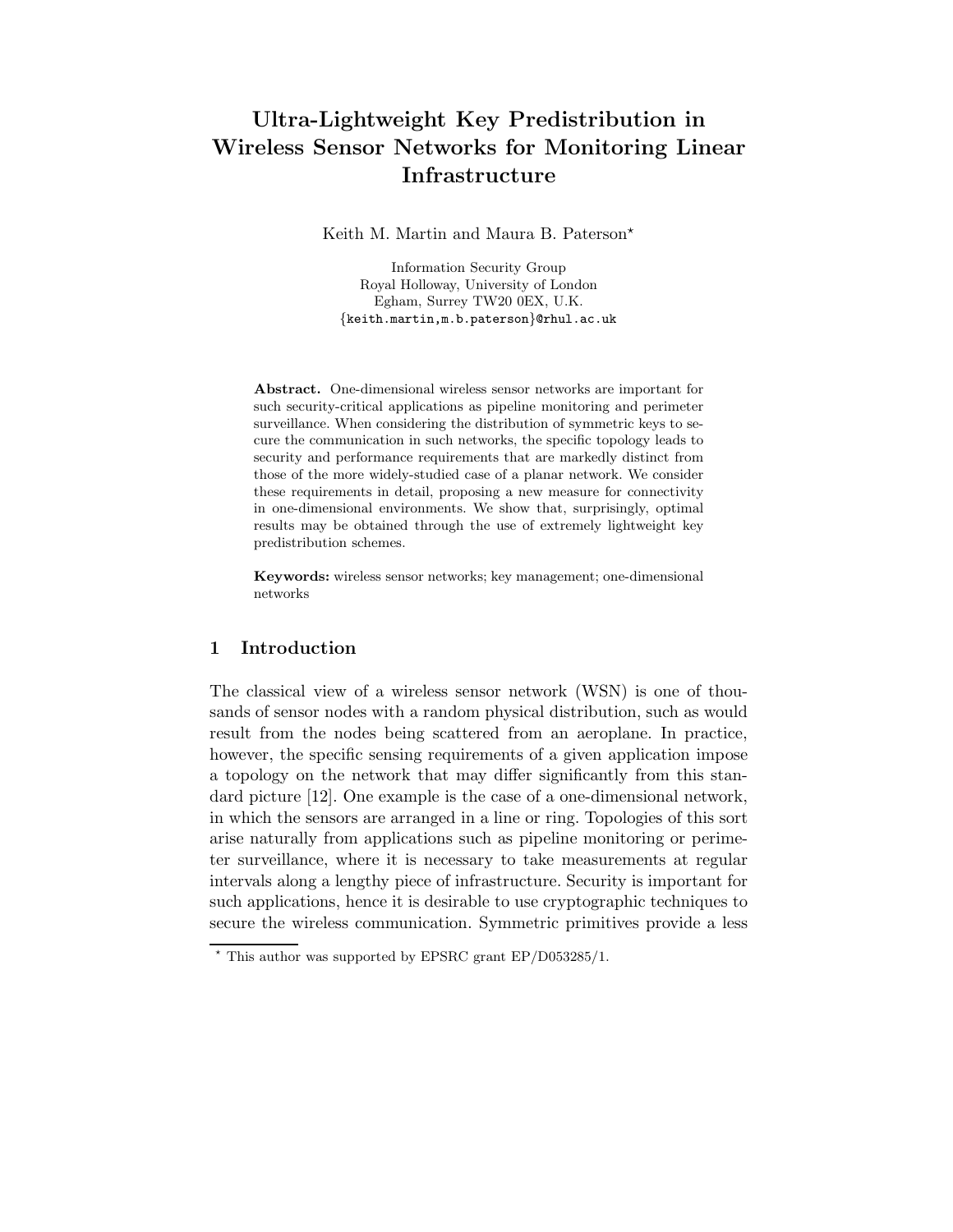# Ultra-Lightweight Key Predistribution in Wireless Sensor Networks for Monitoring Linear Infrastructure

Keith M. Martin and Maura B. Paterson*

Information Security Group
Royal Holloway, University of London
Egham, Surrey TW20 0EX, U.K.
{keith.martin,m.b.paterson}@rhul.ac.uk

**Abstract.** One-dimensional wireless sensor networks are important for such security-critical applications as pipeline monitoring and perimeter surveillance. When considering the distribution of symmetric keys to secure the communication in such networks, the specific topology leads to security and performance requirements that are markedly distinct from those of the more widely-studied case of a planar network. We consider these requirements in detail, proposing a new measure for connectivity in one-dimensional environments. We show that, surprisingly, optimal results may be obtained through the use of extremely lightweight key predistribution schemes.

**Keywords:** wireless sensor networks; key management; one-dimensional networks

## 1 Introduction

The classical view of a wireless sensor network (WSN) is one of thousands of sensor nodes with a random physical distribution, such as would result from the nodes being scattered from an aeroplane. In practice, however, the specific sensing requirements of a given application impose a topology on the network that may differ significantly from this standard picture [12]. One example is the case of a one-dimensional network, in which the sensors are arranged in a line or ring. Topologies of this sort arise naturally from applications such as pipeline monitoring or perimeter surveillance, where it is necessary to take measurements at regular intervals along a lengthy piece of infrastructure. Security is important for such applications, hence it is desirable to use cryptographic techniques to secure the wireless communication. Symmetric primitives provide a less

* This author was supported by EPSRC grant EP/D053285/1.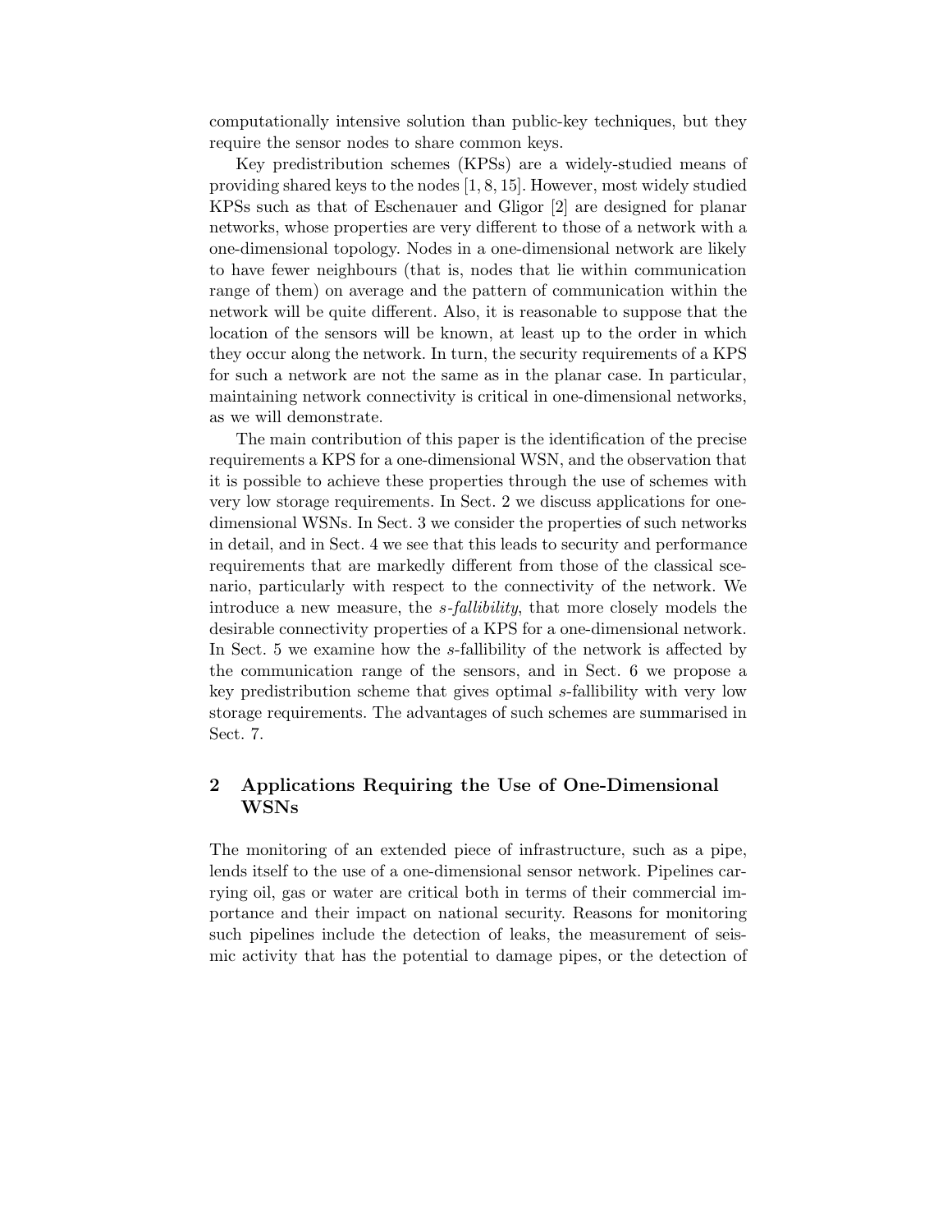computationally intensive solution than public-key techniques, but they require the sensor nodes to share common keys.

Key predistribution schemes (KPSs) are a widely-studied means of providing shared keys to the nodes [1, 8, 15]. However, most widely studied KPSs such as that of Eschenauer and Gligor [2] are designed for planar networks, whose properties are very different to those of a network with a one-dimensional topology. Nodes in a one-dimensional network are likely to have fewer neighbours (that is, nodes that lie within communication range of them) on average and the pattern of communication within the network will be quite different. Also, it is reasonable to suppose that the location of the sensors will be known, at least up to the order in which they occur along the network. In turn, the security requirements of a KPS for such a network are not the same as in the planar case. In particular, maintaining network connectivity is critical in one-dimensional networks, as we will demonstrate.

The main contribution of this paper is the identification of the precise requirements a KPS for a one-dimensional WSN, and the observation that it is possible to achieve these properties through the use of schemes with very low storage requirements. In Sect. 2 we discuss applications for one-dimensional WSNs. In Sect. 3 we consider the properties of such networks in detail, and in Sect. 4 we see that this leads to security and performance requirements that are markedly different from those of the classical scenario, particularly with respect to the connectivity of the network. We introduce a new measure, the *s-fallibility*, that more closely models the desirable connectivity properties of a KPS for a one-dimensional network. In Sect. 5 we examine how the $s$-fallibility of the network is affected by the communication range of the sensors, and in Sect. 6 we propose a key predistribution scheme that gives optimal $s$-fallibility with very low storage requirements. The advantages of such schemes are summarised in Sect. 7.

## 2 Applications Requiring the Use of One-Dimensional WSNs

The monitoring of an extended piece of infrastructure, such as a pipe, lends itself to the use of a one-dimensional sensor network. Pipelines carrying oil, gas or water are critical both in terms of their commercial importance and their impact on national security. Reasons for monitoring such pipelines include the detection of leaks, the measurement of seismic activity that has the potential to damage pipes, or the detection of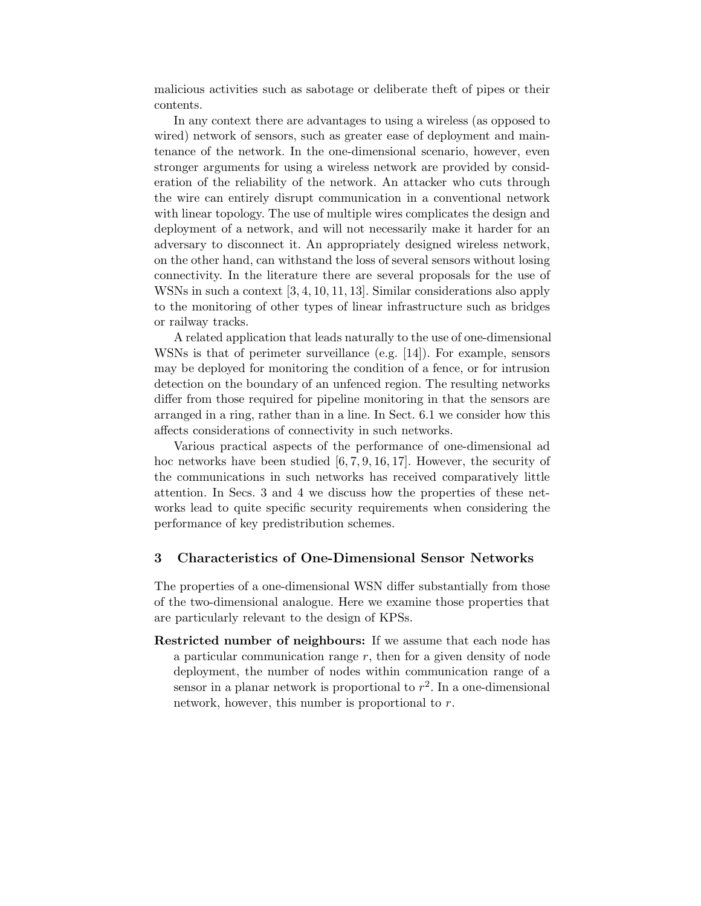malicious activities such as sabotage or deliberate theft of pipes or their contents.

In any context there are advantages to using a wireless (as opposed to wired) network of sensors, such as greater ease of deployment and maintenance of the network. In the one-dimensional scenario, however, even stronger arguments for using a wireless network are provided by consideration of the reliability of the network. An attacker who cuts through the wire can entirely disrupt communication in a conventional network with linear topology. The use of multiple wires complicates the design and deployment of a network, and will not necessarily make it harder for an adversary to disconnect it. An appropriately designed wireless network, on the other hand, can withstand the loss of several sensors without losing connectivity. In the literature there are several proposals for the use of WSNs in such a context [3, 4, 10, 11, 13]. Similar considerations also apply to the monitoring of other types of linear infrastructure such as bridges or railway tracks.

A related application that leads naturally to the use of one-dimensional WSNs is that of perimeter surveillance (e.g. [14]). For example, sensors may be deployed for monitoring the condition of a fence, or for intrusion detection on the boundary of an unfenced region. The resulting networks differ from those required for pipeline monitoring in that the sensors are arranged in a ring, rather than in a line. In Sect. 6.1 we consider how this affects considerations of connectivity in such networks.

Various practical aspects of the performance of one-dimensional ad hoc networks have been studied [6, 7, 9, 16, 17]. However, the security of the communications in such networks has received comparatively little attention. In Secs. 3 and 4 we discuss how the properties of these networks lead to quite specific security requirements when considering the performance of key predistribution schemes.

## 3 Characteristics of One-Dimensional Sensor Networks

The properties of a one-dimensional WSN differ substantially from those of the two-dimensional analogue. Here we examine those properties that are particularly relevant to the design of KPSs.

**Restricted number of neighbours:** If we assume that each node has a particular communication range $r$, then for a given density of node deployment, the number of nodes within communication range of a sensor in a planar network is proportional to $r^2$. In a one-dimensional network, however, this number is proportional to $r$.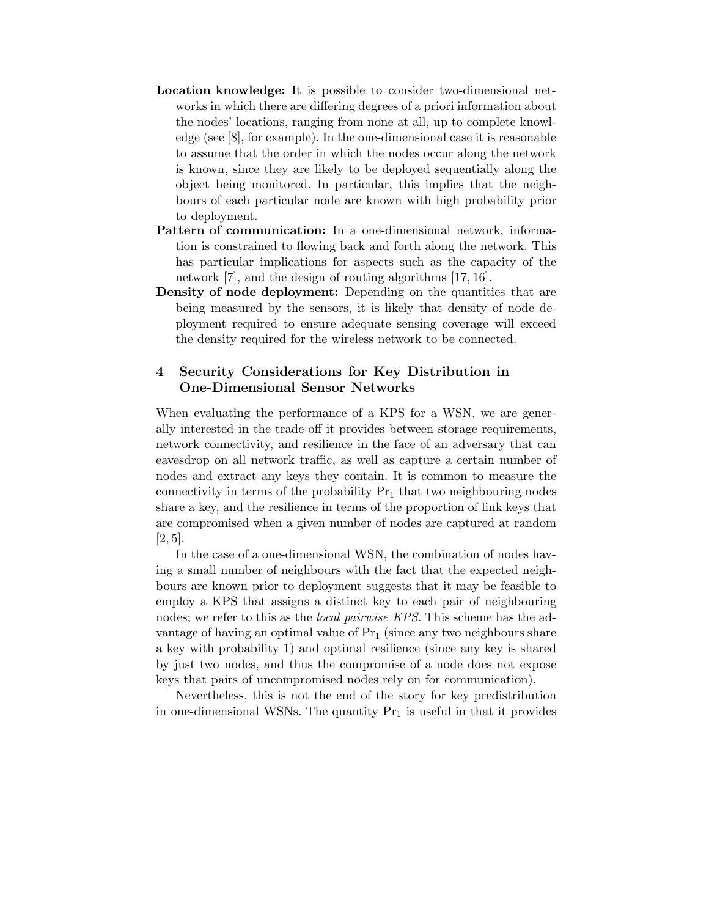**Location knowledge:** It is possible to consider two-dimensional networks in which there are differing degrees of a priori information about the nodes' locations, ranging from none at all, up to complete knowledge (see [8], for example). In the one-dimensional case it is reasonable to assume that the order in which the nodes occur along the network is known, since they are likely to be deployed sequentially along the object being monitored. In particular, this implies that the neighbours of each particular node are known with high probability prior to deployment.

**Pattern of communication:** In a one-dimensional network, information is constrained to flowing back and forth along the network. This has particular implications for aspects such as the capacity of the network [7], and the design of routing algorithms [17, 16].

**Density of node deployment:** Depending on the quantities that are being measured by the sensors, it is likely that density of node deployment required to ensure adequate sensing coverage will exceed the density required for the wireless network to be connected.

## 4 Security Considerations for Key Distribution in One-Dimensional Sensor Networks

When evaluating the performance of a KPS for a WSN, we are generally interested in the trade-off it provides between storage requirements, network connectivity, and resilience in the face of an adversary that can eavesdrop on all network traffic, as well as capture a certain number of nodes and extract any keys they contain. It is common to measure the connectivity in terms of the probability $\mathrm{Pr}_1$ that two neighbouring nodes share a key, and the resilience in terms of the proportion of link keys that are compromised when a given number of nodes are captured at random [2, 5].

In the case of a one-dimensional WSN, the combination of nodes having a small number of neighbours with the fact that the expected neighbours are known prior to deployment suggests that it may be feasible to employ a KPS that assigns a distinct key to each pair of neighbouring nodes; we refer to this as the *local pairwise KPS*. This scheme has the advantage of having an optimal value of $\mathrm{Pr}_1$ (since any two neighbours share a key with probability 1) and optimal resilience (since any key is shared by just two nodes, and thus the compromise of a node does not expose keys that pairs of uncompromised nodes rely on for communication).

Nevertheless, this is not the end of the story for key predistribution in one-dimensional WSNs. The quantity $\mathrm{Pr}_1$ is useful in that it provides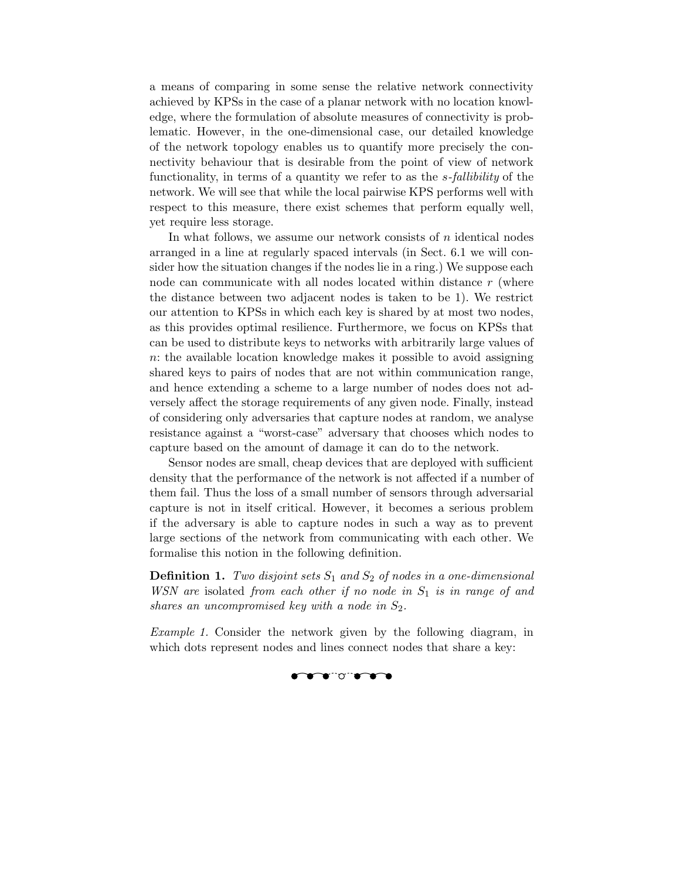a means of comparing in some sense the relative network connectivity achieved by KPSs in the case of a planar network with no location knowledge, where the formulation of absolute measures of connectivity is problematic. However, in the one-dimensional case, our detailed knowledge of the network topology enables us to quantify more precisely the connectivity behaviour that is desirable from the point of view of network functionality, in terms of a quantity we refer to as the *s-fallibility* of the network. We will see that while the local pairwise KPS performs well with respect to this measure, there exist schemes that perform equally well, yet require less storage.

In what follows, we assume our network consists of $n$ identical nodes arranged in a line at regularly spaced intervals (in Sect. 6.1 we will consider how the situation changes if the nodes lie in a ring.) We suppose each node can communicate with all nodes located within distance $r$ (where the distance between two adjacent nodes is taken to be 1). We restrict our attention to KPSs in which each key is shared by at most two nodes, as this provides optimal resilience. Furthermore, we focus on KPSs that can be used to distribute keys to networks with arbitrarily large values of $n$: the available location knowledge makes it possible to avoid assigning shared keys to pairs of nodes that are not within communication range, and hence extending a scheme to a large number of nodes does not adversely affect the storage requirements of any given node. Finally, instead of considering only adversaries that capture nodes at random, we analyse resistance against a "worst-case" adversary that chooses which nodes to capture based on the amount of damage it can do to the network.

Sensor nodes are small, cheap devices that are deployed with sufficient density that the performance of the network is not affected if a number of them fail. Thus the loss of a small number of sensors through adversarial capture is not in itself critical. However, it becomes a serious problem if the adversary is able to capture nodes in such a way as to prevent large sections of the network from communicating with each other. We formalise this notion in the following definition.

**Definition 1.** *Two disjoint sets $S_1$ and $S_2$ of nodes in a one-dimensional WSN are* isolated *from each other if no node in $S_1$ is in range of and shares an uncompromised key with a node in $S_2$.*

*Example 1.* Consider the network given by the following diagram, in which dots represent nodes and lines connect nodes that share a key: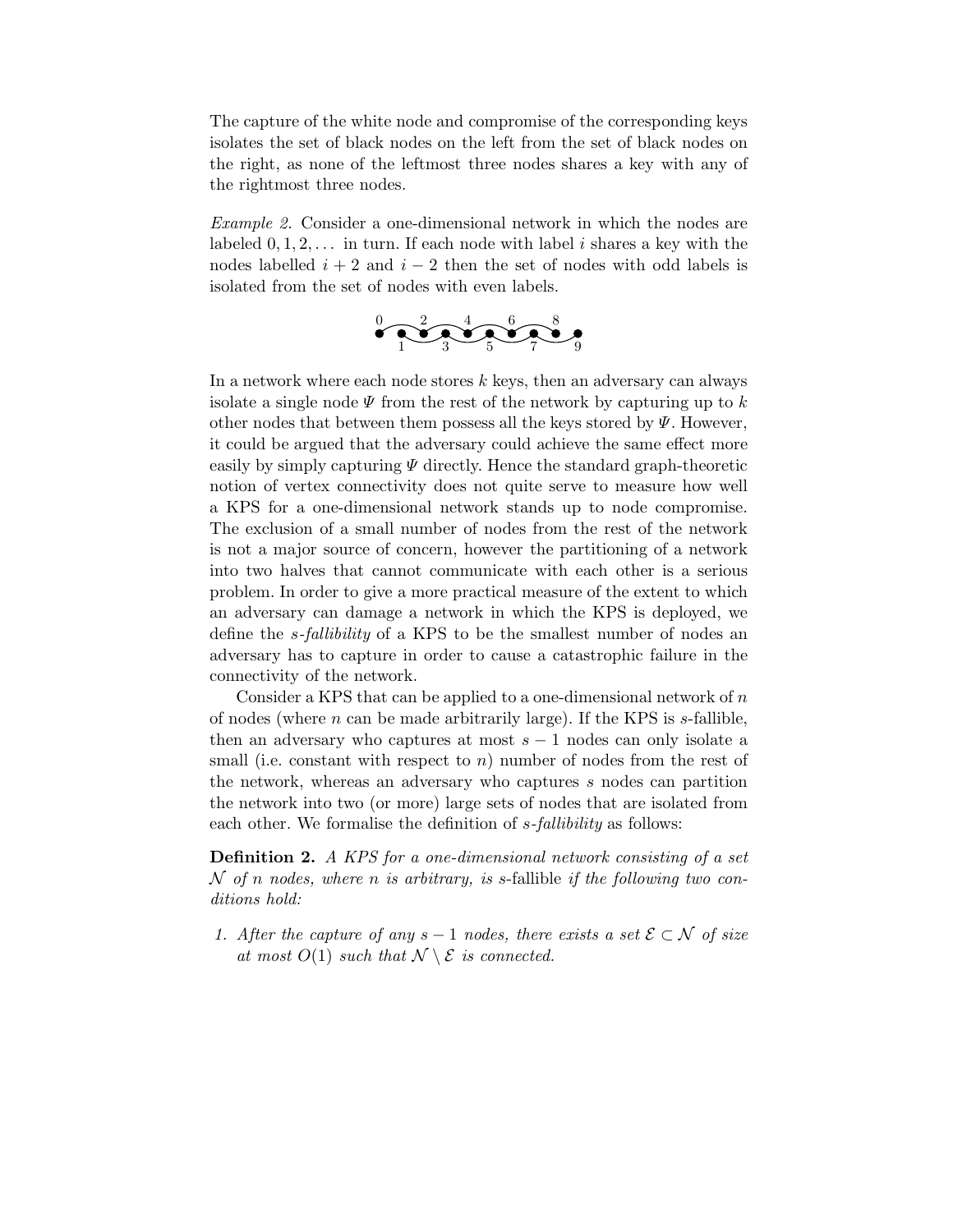The capture of the white node and compromise of the corresponding keys isolates the set of black nodes on the left from the set of black nodes on the right, as none of the leftmost three nodes shares a key with any of the rightmost three nodes.

*Example 2.* Consider a one-dimensional network in which the nodes are labeled $0, 1, 2, \ldots$ in turn. If each node with label $i$ shares a key with the nodes labelled $i+2$ and $i-2$ then the set of nodes with odd labels is isolated from the set of nodes with even labels.

In a network where each node stores $k$ keys, then an adversary can always isolate a single node $\Psi$ from the rest of the network by capturing up to $k$ other nodes that between them possess all the keys stored by $\Psi$. However, it could be argued that the adversary could achieve the same effect more easily by simply capturing $\Psi$ directly. Hence the standard graph-theoretic notion of vertex connectivity does not quite serve to measure how well a KPS for a one-dimensional network stands up to node compromise. The exclusion of a small number of nodes from the rest of the network is not a major source of concern, however the partitioning of a network into two halves that cannot communicate with each other is a serious problem. In order to give a more practical measure of the extent to which an adversary can damage a network in which the KPS is deployed, we define the *s-fallibility* of a KPS to be the smallest number of nodes an adversary has to capture in order to cause a catastrophic failure in the connectivity of the network.

Consider a KPS that can be applied to a one-dimensional network of $n$ of nodes (where $n$ can be made arbitrarily large). If the KPS is $s$-fallible, then an adversary who captures at most $s-1$ nodes can only isolate a small (i.e. constant with respect to $n$) number of nodes from the rest of the network, whereas an adversary who captures $s$ nodes can partition the network into two (or more) large sets of nodes that are isolated from each other. We formalise the definition of *s-fallibility* as follows:

**Definition 2.** *A KPS for a one-dimensional network consisting of a set $\mathcal{N}$ of $n$ nodes, where $n$ is arbitrary, is* $s$-fallible *if the following two conditions hold:*

1. *After the capture of any $s-1$ nodes, there exists a set $\mathcal{E} \subset \mathcal{N}$ of size at most $O(1)$ such that $\mathcal{N} \setminus \mathcal{E}$ is connected.*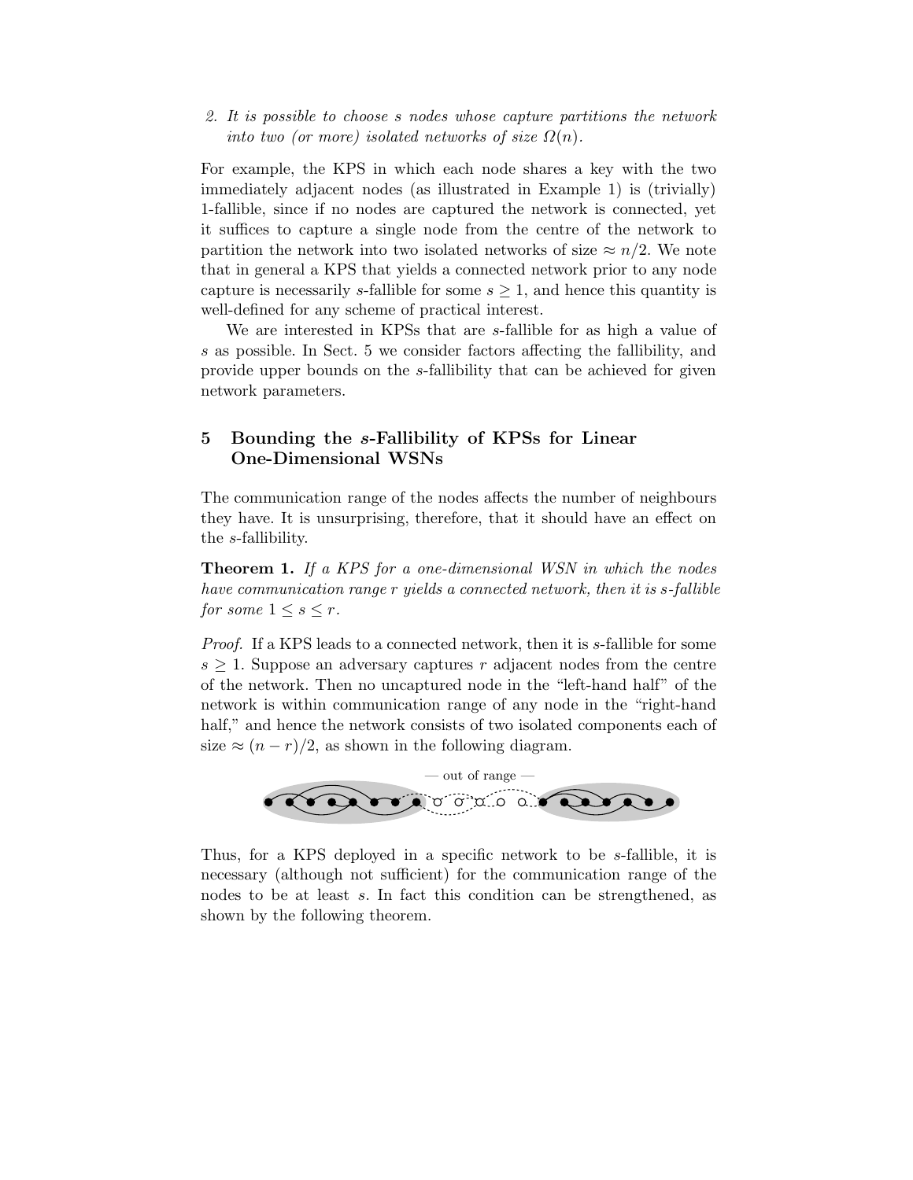2. *It is possible to choose s nodes whose capture partitions the network into two (or more) isolated networks of size $\Omega(n)$.*

For example, the KPS in which each node shares a key with the two immediately adjacent nodes (as illustrated in Example 1) is (trivially) 1-fallible, since if no nodes are captured the network is connected, yet it suffices to capture a single node from the centre of the network to partition the network into two isolated networks of size $\approx n/2$. We note that in general a KPS that yields a connected network prior to any node capture is necessarily $s$-fallible for some $s \geq 1$, and hence this quantity is well-defined for any scheme of practical interest.

We are interested in KPSs that are $s$-fallible for as high a value of $s$ as possible. In Sect. 5 we consider factors affecting the fallibility, and provide upper bounds on the $s$-fallibility that can be achieved for given network parameters.

## 5 Bounding the $s$-Fallibility of KPSs for Linear One-Dimensional WSNs

The communication range of the nodes affects the number of neighbours they have. It is unsurprising, therefore, that it should have an effect on the $s$-fallibility.

**Theorem 1.** *If a KPS for a one-dimensional WSN in which the nodes have communication range r yields a connected network, then it is s-fallible for some $1 \leq s \leq r$.*

*Proof.* If a KPS leads to a connected network, then it is $s$-fallible for some $s \geq 1$. Suppose an adversary captures $r$ adjacent nodes from the centre of the network. Then no uncaptured node in the "left-hand half" of the network is within communication range of any node in the "right-hand half," and hence the network consists of two isolated components each of size $\approx (n - r)/2$, as shown in the following diagram.

— out of range —

Thus, for a KPS deployed in a specific network to be $s$-fallible, it is necessary (although not sufficient) for the communication range of the nodes to be at least $s$. In fact this condition can be strengthened, as shown by the following theorem.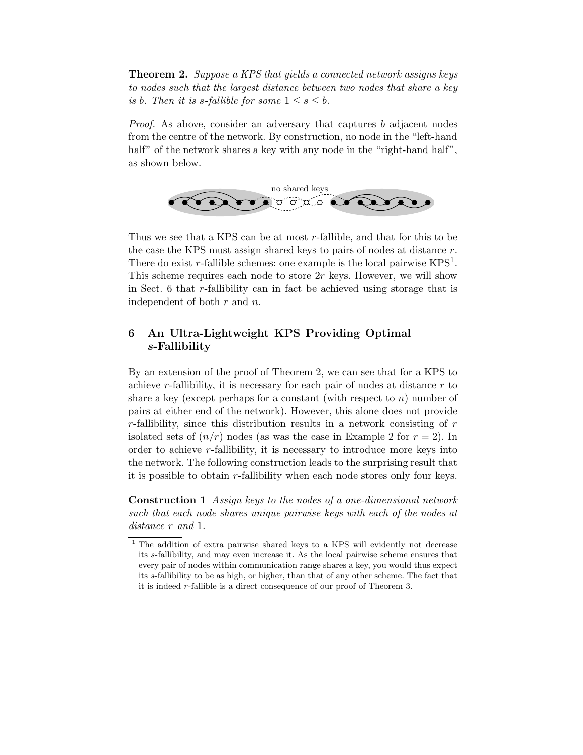**Theorem 2.** *Suppose a KPS that yields a connected network assigns keys to nodes such that the largest distance between two nodes that share a key is b. Then it is s-fallible for some $1 \leq s \leq b$.*

*Proof.* As above, consider an adversary that captures $b$ adjacent nodes from the centre of the network. By construction, no node in the "left-hand half" of the network shares a key with any node in the "right-hand half", as shown below.

— no shared keys —

Thus we see that a KPS can be at most $r$-fallible, and that for this to be the case the KPS must assign shared keys to pairs of nodes at distance $r$. There do exist $r$-fallible schemes: one example is the local pairwise KPS[1]. This scheme requires each node to store $2r$ keys. However, we will show in Sect. 6 that $r$-fallibility can in fact be achieved using storage that is independent of both $r$ and $n$.

## 6 An Ultra-Lightweight KPS Providing Optimal *s*-Fallibility

By an extension of the proof of Theorem 2, we can see that for a KPS to achieve $r$-fallibility, it is necessary for each pair of nodes at distance $r$ to share a key (except perhaps for a constant (with respect to $n$) number of pairs at either end of the network). However, this alone does not provide $r$-fallibility, since this distribution results in a network consisting of $r$ isolated sets of $(n/r)$ nodes (as was the case in Example 2 for $r = 2$). In order to achieve $r$-fallibility, it is necessary to introduce more keys into the network. The following construction leads to the surprising result that it is possible to obtain $r$-fallibility when each node stores only four keys.

**Construction 1** *Assign keys to the nodes of a one-dimensional network such that each node shares unique pairwise keys with each of the nodes at distance r and* 1.

[1] The addition of extra pairwise shared keys to a KPS will evidently not decrease its $s$-fallibility, and may even increase it. As the local pairwise scheme ensures that every pair of nodes within communication range shares a key, you would thus expect its $s$-fallibility to be as high, or higher, than that of any other scheme. The fact that it is indeed $r$-fallible is a direct consequence of our proof of Theorem 3.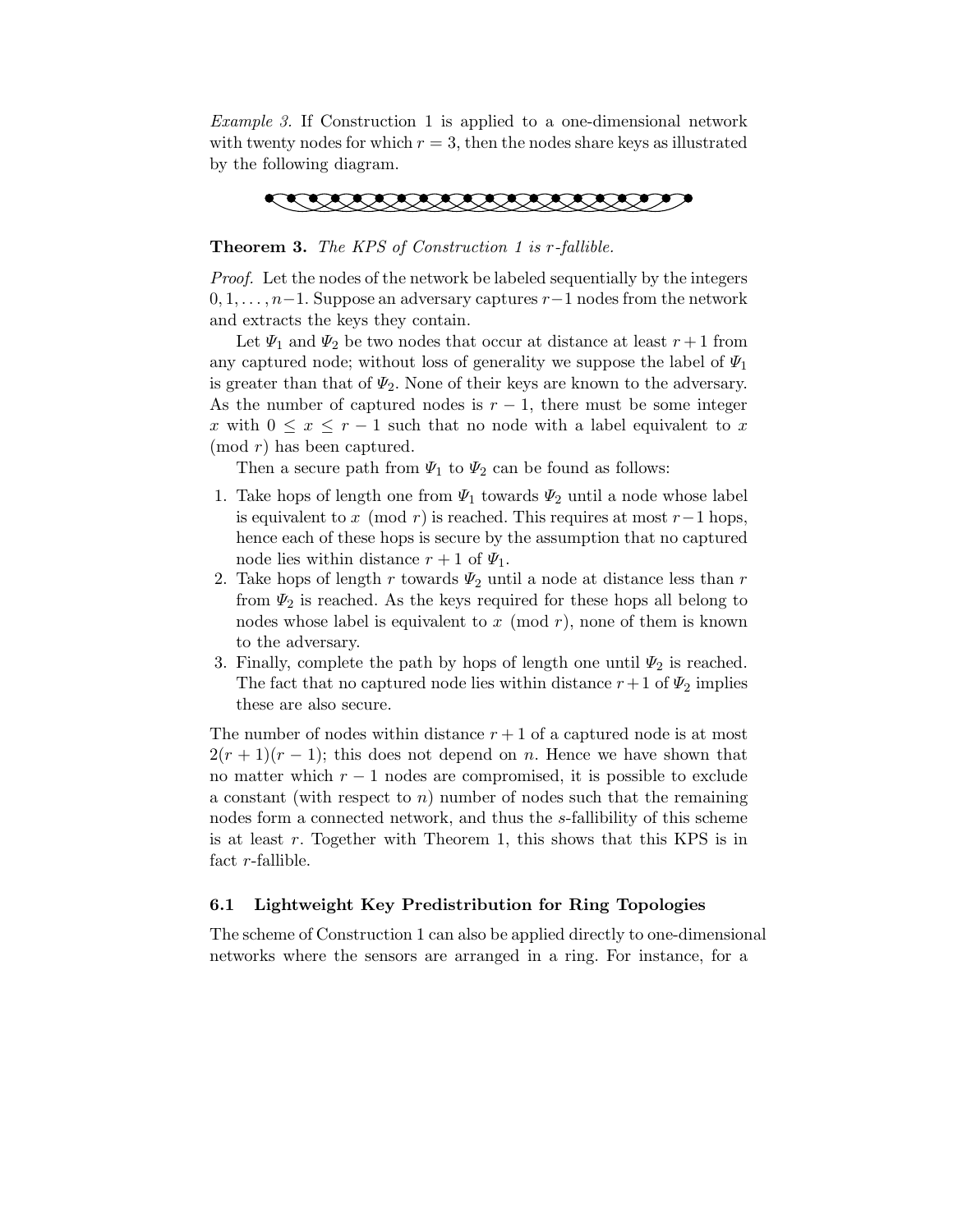*Example 3.* If Construction 1 is applied to a one-dimensional network with twenty nodes for which $r = 3$, then the nodes share keys as illustrated by the following diagram.

**Theorem 3.** *The KPS of Construction 1 is r-fallible.*

*Proof.* Let the nodes of the network be labeled sequentially by the integers $0, 1, \ldots, n-1$. Suppose an adversary captures $r-1$ nodes from the network and extracts the keys they contain.

Let $\Psi_1$ and $\Psi_2$ be two nodes that occur at distance at least $r+1$ from any captured node; without loss of generality we suppose the label of $\Psi_1$ is greater than that of $\Psi_2$. None of their keys are known to the adversary. As the number of captured nodes is $r-1$, there must be some integer $x$ with $0 \leq x \leq r-1$ such that no node with a label equivalent to $x$ (mod $r$) has been captured.

Then a secure path from $\Psi_1$ to $\Psi_2$ can be found as follows:

1. Take hops of length one from $\Psi_1$ towards $\Psi_2$ until a node whose label is equivalent to $x \pmod{r}$ is reached. This requires at most $r-1$ hops, hence each of these hops is secure by the assumption that no captured node lies within distance $r+1$ of $\Psi_1$.
2. Take hops of length $r$ towards $\Psi_2$ until a node at distance less than $r$ from $\Psi_2$ is reached. As the keys required for these hops all belong to nodes whose label is equivalent to $x \pmod{r}$, none of them is known to the adversary.
3. Finally, complete the path by hops of length one until $\Psi_2$ is reached. The fact that no captured node lies within distance $r+1$ of $\Psi_2$ implies these are also secure.

The number of nodes within distance $r+1$ of a captured node is at most $2(r+1)(r-1)$; this does not depend on $n$. Hence we have shown that no matter which $r-1$ nodes are compromised, it is possible to exclude a constant (with respect to $n$) number of nodes such that the remaining nodes form a connected network, and thus the $s$-fallibility of this scheme is at least $r$. Together with Theorem 1, this shows that this KPS is in fact $r$-fallible.

### 6.1 Lightweight Key Predistribution for Ring Topologies

The scheme of Construction 1 can also be applied directly to one-dimensional networks where the sensors are arranged in a ring. For instance, for a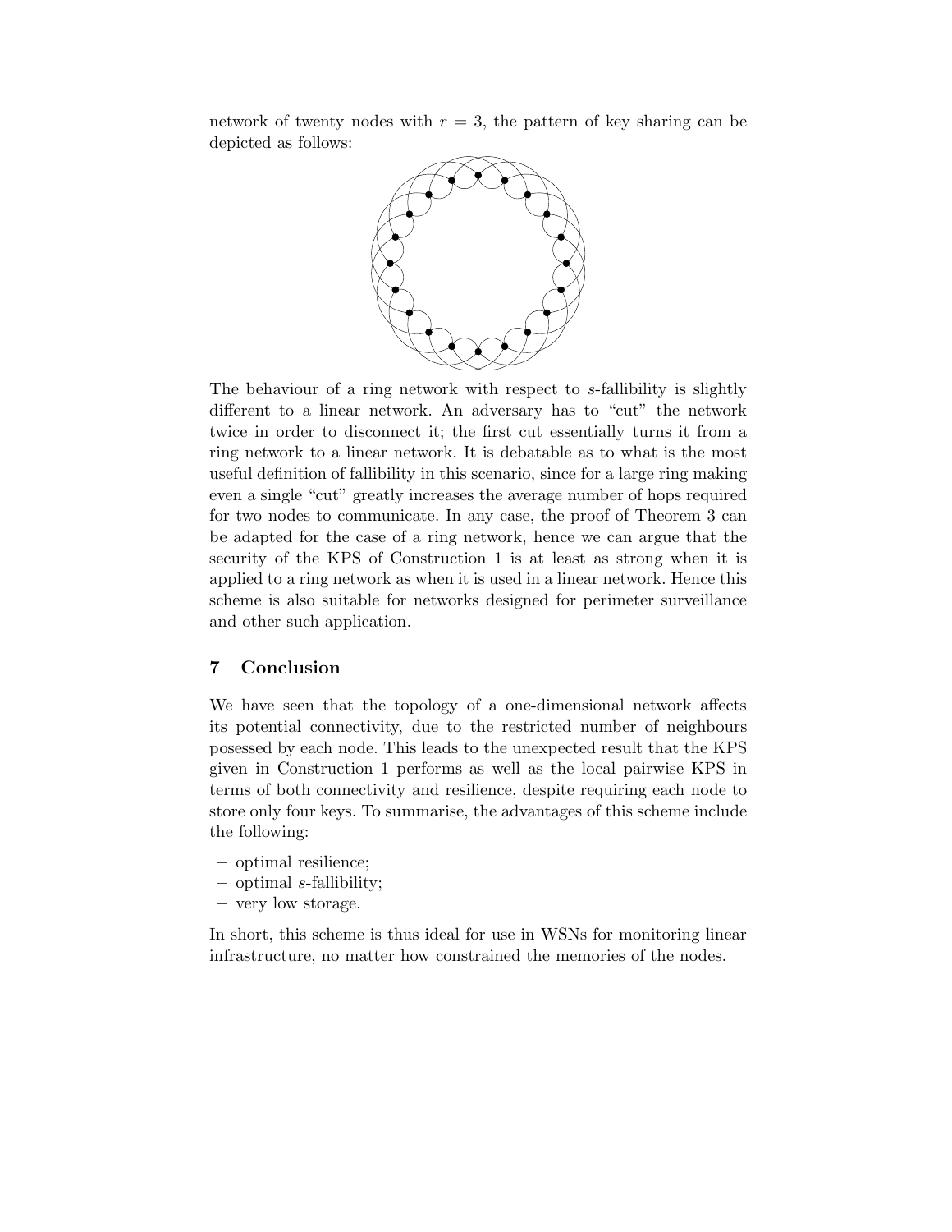network of twenty nodes with $r = 3$, the pattern of key sharing can be depicted as follows:

The behaviour of a ring network with respect to $s$-fallibility is slightly different to a linear network. An adversary has to "cut" the network twice in order to disconnect it; the first cut essentially turns it from a ring network to a linear network. It is debatable as to what is the most useful definition of fallibility in this scenario, since for a large ring making even a single "cut" greatly increases the average number of hops required for two nodes to communicate. In any case, the proof of Theorem 3 can be adapted for the case of a ring network, hence we can argue that the security of the KPS of Construction 1 is at least as strong when it is applied to a ring network as when it is used in a linear network. Hence this scheme is also suitable for networks designed for perimeter surveillance and other such application.

## 7 Conclusion

We have seen that the topology of a one-dimensional network affects its potential connectivity, due to the restricted number of neighbours posessed by each node. This leads to the unexpected result that the KPS given in Construction 1 performs as well as the local pairwise KPS in terms of both connectivity and resilience, despite requiring each node to store only four keys. To summarise, the advantages of this scheme include the following:

- optimal resilience;
- optimal $s$-fallibility;
- very low storage.

In short, this scheme is thus ideal for use in WSNs for monitoring linear infrastructure, no matter how constrained the memories of the nodes.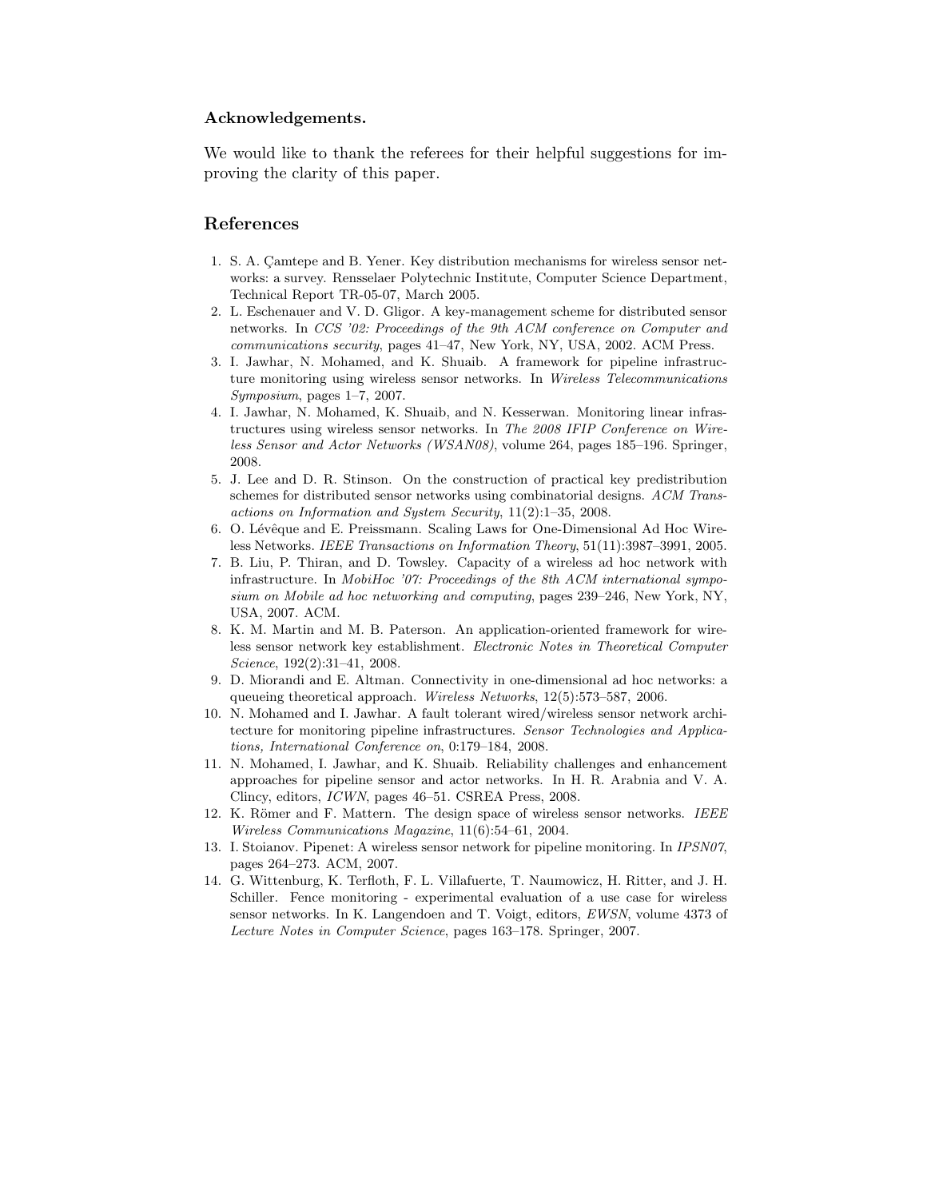**Acknowledgements.**

We would like to thank the referees for their helpful suggestions for improving the clarity of this paper.

## References

1. S. A. Çamtepe and B. Yener. Key distribution mechanisms for wireless sensor networks: a survey. Rensselaer Polytechnic Institute, Computer Science Department, Technical Report TR-05-07, March 2005.
2. L. Eschenauer and V. D. Gligor. A key-management scheme for distributed sensor networks. In *CCS '02: Proceedings of the 9th ACM conference on Computer and communications security*, pages 41–47, New York, NY, USA, 2002. ACM Press.
3. I. Jawhar, N. Mohamed, and K. Shuaib. A framework for pipeline infrastructure monitoring using wireless sensor networks. In *Wireless Telecommunications Symposium*, pages 1–7, 2007.
4. I. Jawhar, N. Mohamed, K. Shuaib, and N. Kesserwan. Monitoring linear infrastructures using wireless sensor networks. In *The 2008 IFIP Conference on Wireless Sensor and Actor Networks (WSAN08)*, volume 264, pages 185–196. Springer, 2008.
5. J. Lee and D. R. Stinson. On the construction of practical key predistribution schemes for distributed sensor networks using combinatorial designs. *ACM Transactions on Information and System Security*, 11(2):1–35, 2008.
6. O. Lévêque and E. Preissmann. Scaling Laws for One-Dimensional Ad Hoc Wireless Networks. *IEEE Transactions on Information Theory*, 51(11):3987–3991, 2005.
7. B. Liu, P. Thiran, and D. Towsley. Capacity of a wireless ad hoc network with infrastructure. In *MobiHoc '07: Proceedings of the 8th ACM international symposium on Mobile ad hoc networking and computing*, pages 239–246, New York, NY, USA, 2007. ACM.
8. K. M. Martin and M. B. Paterson. An application-oriented framework for wireless sensor network key establishment. *Electronic Notes in Theoretical Computer Science*, 192(2):31–41, 2008.
9. D. Miorandi and E. Altman. Connectivity in one-dimensional ad hoc networks: a queueing theoretical approach. *Wireless Networks*, 12(5):573–587, 2006.
10. N. Mohamed and I. Jawhar. A fault tolerant wired/wireless sensor network architecture for monitoring pipeline infrastructures. *Sensor Technologies and Applications, International Conference on*, 0:179–184, 2008.
11. N. Mohamed, I. Jawhar, and K. Shuaib. Reliability challenges and enhancement approaches for pipeline sensor and actor networks. In H. R. Arabnia and V. A. Clincy, editors, *ICWN*, pages 46–51. CSREA Press, 2008.
12. K. Römer and F. Mattern. The design space of wireless sensor networks. *IEEE Wireless Communications Magazine*, 11(6):54–61, 2004.
13. I. Stoianov. Pipenet: A wireless sensor network for pipeline monitoring. In *IPSN07*, pages 264–273. ACM, 2007.
14. G. Wittenburg, K. Terfloth, F. L. Villafuerte, T. Naumowicz, H. Ritter, and J. H. Schiller. Fence monitoring - experimental evaluation of a use case for wireless sensor networks. In K. Langendoen and T. Voigt, editors, *EWSN*, volume 4373 of *Lecture Notes in Computer Science*, pages 163–178. Springer, 2007.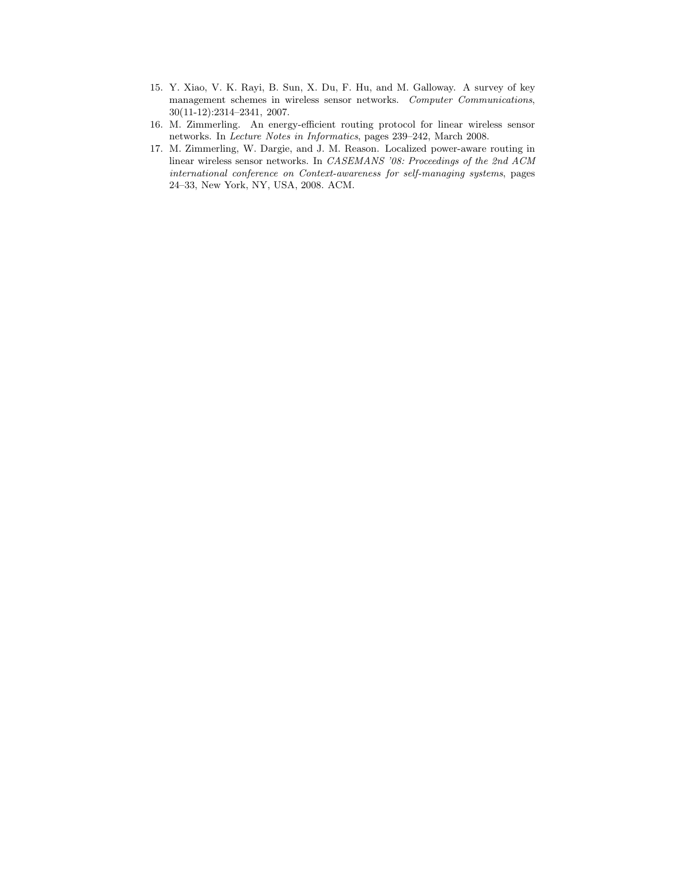15. Y. Xiao, V. K. Rayi, B. Sun, X. Du, F. Hu, and M. Galloway. A survey of key management schemes in wireless sensor networks. *Computer Communications*, 30(11-12):2314–2341, 2007.
16. M. Zimmerling. An energy-efficient routing protocol for linear wireless sensor networks. In *Lecture Notes in Informatics*, pages 239–242, March 2008.
17. M. Zimmerling, W. Dargie, and J. M. Reason. Localized power-aware routing in linear wireless sensor networks. In *CASEMANS '08: Proceedings of the 2nd ACM international conference on Context-awareness for self-managing systems*, pages 24–33, New York, NY, USA, 2008. ACM.